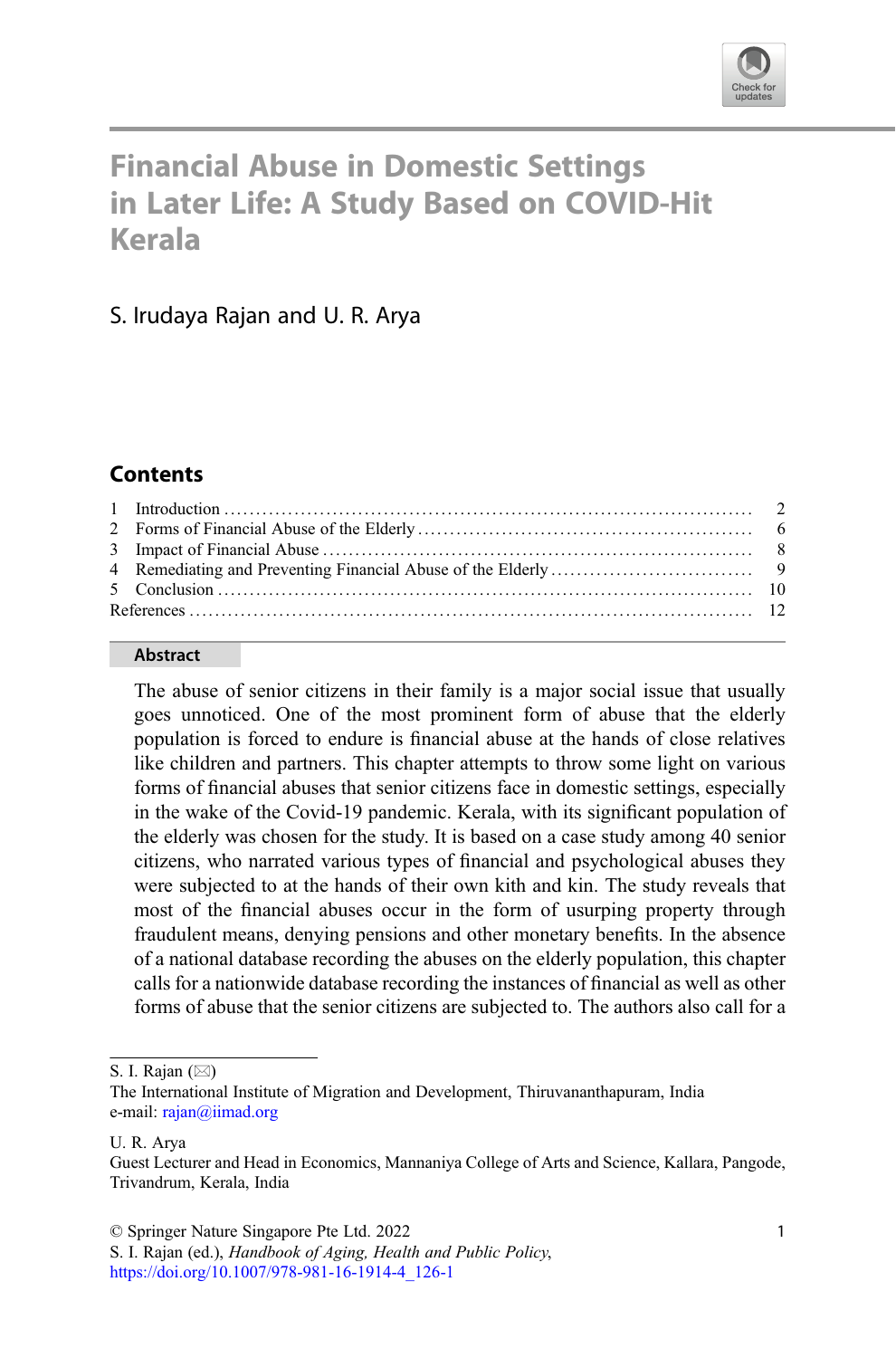# Financial Abuse in Domestic Settings in Later Life: A Study Based on COVID-Hit Kerala

S. Irudaya Rajan and U. R. Arya

## Contents

| | | |
|---|---|---|
| 1 | Introduction | 2 |
| 2 | Forms of Financial Abuse of the Elderly | 6 |
| 3 | Impact of Financial Abuse | 8 |
| 4 | Remediating and Preventing Financial Abuse of the Elderly | 9 |
| 5 | Conclusion | 10 |
| References | | 12 |

### Abstract

The abuse of senior citizens in their family is a major social issue that usually goes unnoticed. One of the most prominent form of abuse that the elderly population is forced to endure is financial abuse at the hands of close relatives like children and partners. This chapter attempts to throw some light on various forms of financial abuses that senior citizens face in domestic settings, especially in the wake of the Covid-19 pandemic. Kerala, with its significant population of the elderly was chosen for the study. It is based on a case study among 40 senior citizens, who narrated various types of financial and psychological abuses they were subjected to at the hands of their own kith and kin. The study reveals that most of the financial abuses occur in the form of usurping property through fraudulent means, denying pensions and other monetary benefits. In the absence of a national database recording the abuses on the elderly population, this chapter calls for a nationwide database recording the instances of financial as well as other forms of abuse that the senior citizens are subjected to. The authors also call for a

---

S. I. Rajan (✉)
The International Institute of Migration and Development, Thiruvananthapuram, India
e-mail: rajan@iimad.org

U. R. Arya
Guest Lecturer and Head in Economics, Mannaniya College of Arts and Science, Kallara, Pangode, Trivandrum, Kerala, India

© Springer Nature Singapore Pte Ltd. 2022
S. I. Rajan (ed.), *Handbook of Aging, Health and Public Policy*,
https://doi.org/10.1007/978-981-16-1914-4_126-1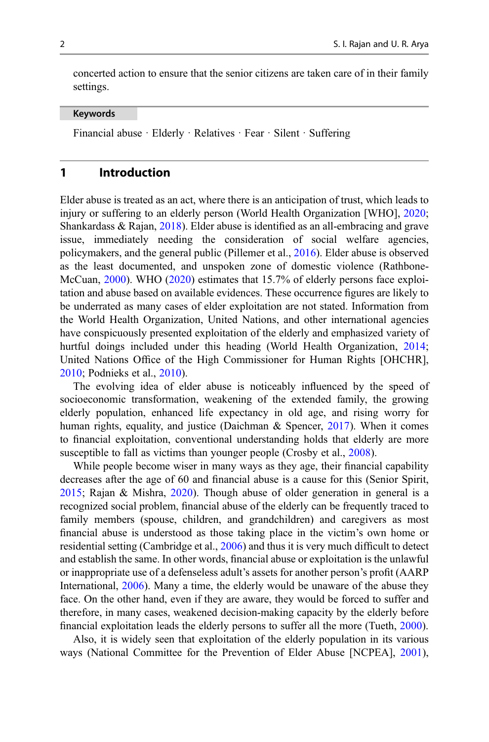concerted action to ensure that the senior citizens are taken care of in their family settings.

**Keywords**

Financial abuse · Elderly · Relatives · Fear · Silent · Suffering

## 1 Introduction

Elder abuse is treated as an act, where there is an anticipation of trust, which leads to injury or suffering to an elderly person (World Health Organization [WHO], 2020; Shankardass & Rajan, 2018). Elder abuse is identified as an all-embracing and grave issue, immediately needing the consideration of social welfare agencies, policymakers, and the general public (Pillemer et al., 2016). Elder abuse is observed as the least documented, and unspoken zone of domestic violence (Rathbone-McCuan, 2000). WHO (2020) estimates that 15.7% of elderly persons face exploitation and abuse based on available evidences. These occurrence figures are likely to be underrated as many cases of elder exploitation are not stated. Information from the World Health Organization, United Nations, and other international agencies have conspicuously presented exploitation of the elderly and emphasized variety of hurtful doings included under this heading (World Health Organization, 2014; United Nations Office of the High Commissioner for Human Rights [OHCHR], 2010; Podnieks et al., 2010).

The evolving idea of elder abuse is noticeably influenced by the speed of socioeconomic transformation, weakening of the extended family, the growing elderly population, enhanced life expectancy in old age, and rising worry for human rights, equality, and justice (Daichman & Spencer, 2017). When it comes to financial exploitation, conventional understanding holds that elderly are more susceptible to fall as victims than younger people (Crosby et al., 2008).

While people become wiser in many ways as they age, their financial capability decreases after the age of 60 and financial abuse is a cause for this (Senior Spirit, 2015; Rajan & Mishra, 2020). Though abuse of older generation in general is a recognized social problem, financial abuse of the elderly can be frequently traced to family members (spouse, children, and grandchildren) and caregivers as most financial abuse is understood as those taking place in the victim's own home or residential setting (Cambridge et al., 2006) and thus it is very much difficult to detect and establish the same. In other words, financial abuse or exploitation is the unlawful or inappropriate use of a defenseless adult's assets for another person's profit (AARP International, 2006). Many a time, the elderly would be unaware of the abuse they face. On the other hand, even if they are aware, they would be forced to suffer and therefore, in many cases, weakened decision-making capacity by the elderly before financial exploitation leads the elderly persons to suffer all the more (Tueth, 2000).

Also, it is widely seen that exploitation of the elderly population in its various ways (National Committee for the Prevention of Elder Abuse [NCPEA], 2001),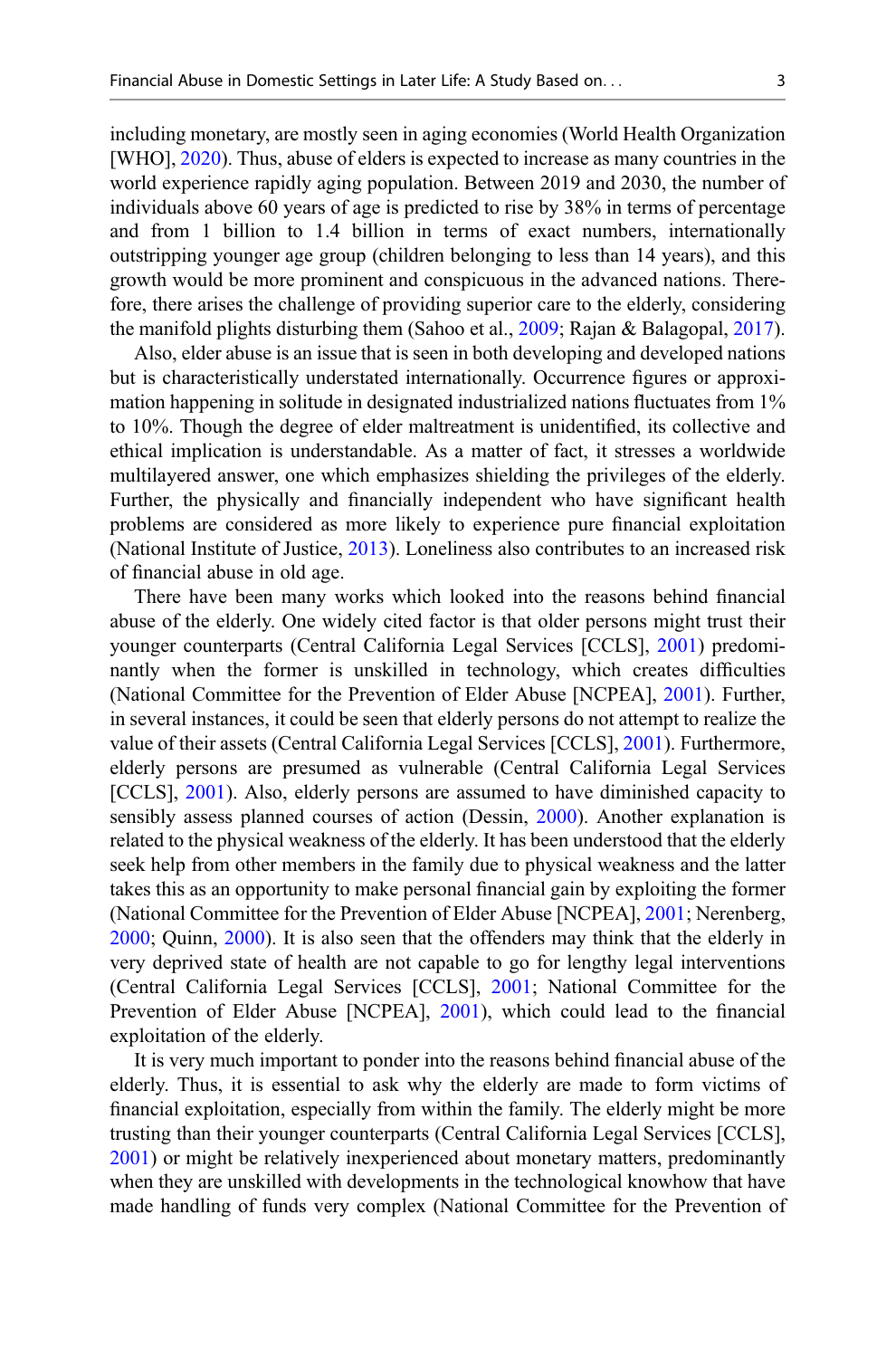including monetary, are mostly seen in aging economies (World Health Organization [WHO], 2020). Thus, abuse of elders is expected to increase as many countries in the world experience rapidly aging population. Between 2019 and 2030, the number of individuals above 60 years of age is predicted to rise by 38% in terms of percentage and from 1 billion to 1.4 billion in terms of exact numbers, internationally outstripping younger age group (children belonging to less than 14 years), and this growth would be more prominent and conspicuous in the advanced nations. Therefore, there arises the challenge of providing superior care to the elderly, considering the manifold plights disturbing them (Sahoo et al., 2009; Rajan & Balagopal, 2017).

Also, elder abuse is an issue that is seen in both developing and developed nations but is characteristically understated internationally. Occurrence figures or approximation happening in solitude in designated industrialized nations fluctuates from 1% to 10%. Though the degree of elder maltreatment is unidentified, its collective and ethical implication is understandable. As a matter of fact, it stresses a worldwide multilayered answer, one which emphasizes shielding the privileges of the elderly. Further, the physically and financially independent who have significant health problems are considered as more likely to experience pure financial exploitation (National Institute of Justice, 2013). Loneliness also contributes to an increased risk of financial abuse in old age.

There have been many works which looked into the reasons behind financial abuse of the elderly. One widely cited factor is that older persons might trust their younger counterparts (Central California Legal Services [CCLS], 2001) predominantly when the former is unskilled in technology, which creates difficulties (National Committee for the Prevention of Elder Abuse [NCPEA], 2001). Further, in several instances, it could be seen that elderly persons do not attempt to realize the value of their assets (Central California Legal Services [CCLS], 2001). Furthermore, elderly persons are presumed as vulnerable (Central California Legal Services [CCLS], 2001). Also, elderly persons are assumed to have diminished capacity to sensibly assess planned courses of action (Dessin, 2000). Another explanation is related to the physical weakness of the elderly. It has been understood that the elderly seek help from other members in the family due to physical weakness and the latter takes this as an opportunity to make personal financial gain by exploiting the former (National Committee for the Prevention of Elder Abuse [NCPEA], 2001; Nerenberg, 2000; Quinn, 2000). It is also seen that the offenders may think that the elderly in very deprived state of health are not capable to go for lengthy legal interventions (Central California Legal Services [CCLS], 2001; National Committee for the Prevention of Elder Abuse [NCPEA], 2001), which could lead to the financial exploitation of the elderly.

It is very much important to ponder into the reasons behind financial abuse of the elderly. Thus, it is essential to ask why the elderly are made to form victims of financial exploitation, especially from within the family. The elderly might be more trusting than their younger counterparts (Central California Legal Services [CCLS], 2001) or might be relatively inexperienced about monetary matters, predominantly when they are unskilled with developments in the technological knowhow that have made handling of funds very complex (National Committee for the Prevention of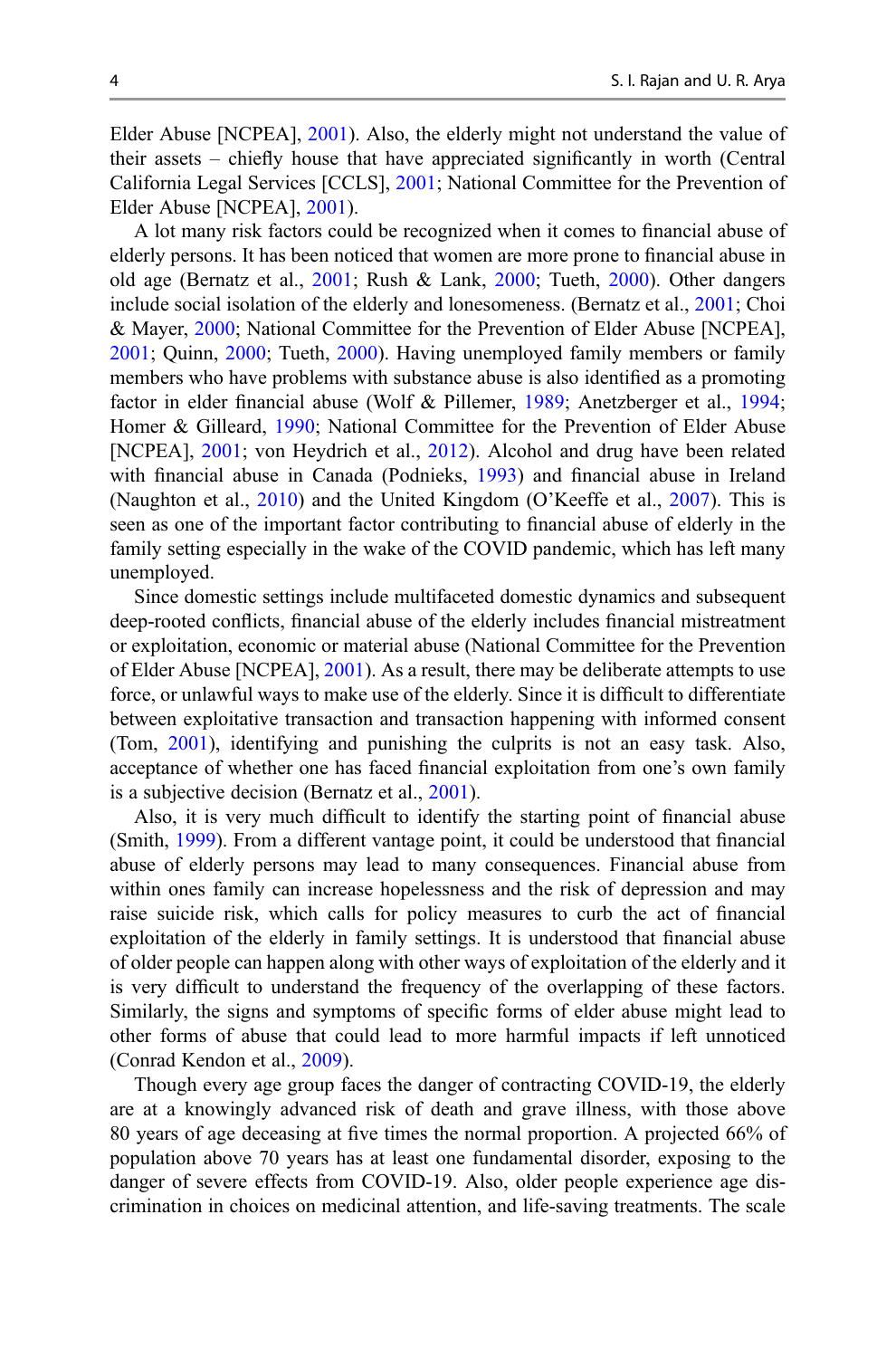Elder Abuse [NCPEA], 2001). Also, the elderly might not understand the value of their assets – chiefly house that have appreciated significantly in worth (Central California Legal Services [CCLS], 2001; National Committee for the Prevention of Elder Abuse [NCPEA], 2001).

A lot many risk factors could be recognized when it comes to financial abuse of elderly persons. It has been noticed that women are more prone to financial abuse in old age (Bernatz et al., 2001; Rush & Lank, 2000; Tueth, 2000). Other dangers include social isolation of the elderly and lonesomeness. (Bernatz et al., 2001; Choi & Mayer, 2000; National Committee for the Prevention of Elder Abuse [NCPEA], 2001; Quinn, 2000; Tueth, 2000). Having unemployed family members or family members who have problems with substance abuse is also identified as a promoting factor in elder financial abuse (Wolf & Pillemer, 1989; Anetzberger et al., 1994; Homer & Gilleard, 1990; National Committee for the Prevention of Elder Abuse [NCPEA], 2001; von Heydrich et al., 2012). Alcohol and drug have been related with financial abuse in Canada (Podnieks, 1993) and financial abuse in Ireland (Naughton et al., 2010) and the United Kingdom (O'Keeffe et al., 2007). This is seen as one of the important factor contributing to financial abuse of elderly in the family setting especially in the wake of the COVID pandemic, which has left many unemployed.

Since domestic settings include multifaceted domestic dynamics and subsequent deep-rooted conflicts, financial abuse of the elderly includes financial mistreatment or exploitation, economic or material abuse (National Committee for the Prevention of Elder Abuse [NCPEA], 2001). As a result, there may be deliberate attempts to use force, or unlawful ways to make use of the elderly. Since it is difficult to differentiate between exploitative transaction and transaction happening with informed consent (Tom, 2001), identifying and punishing the culprits is not an easy task. Also, acceptance of whether one has faced financial exploitation from one's own family is a subjective decision (Bernatz et al., 2001).

Also, it is very much difficult to identify the starting point of financial abuse (Smith, 1999). From a different vantage point, it could be understood that financial abuse of elderly persons may lead to many consequences. Financial abuse from within ones family can increase hopelessness and the risk of depression and may raise suicide risk, which calls for policy measures to curb the act of financial exploitation of the elderly in family settings. It is understood that financial abuse of older people can happen along with other ways of exploitation of the elderly and it is very difficult to understand the frequency of the overlapping of these factors. Similarly, the signs and symptoms of specific forms of elder abuse might lead to other forms of abuse that could lead to more harmful impacts if left unnoticed (Conrad Kendon et al., 2009).

Though every age group faces the danger of contracting COVID-19, the elderly are at a knowingly advanced risk of death and grave illness, with those above 80 years of age deceasing at five times the normal proportion. A projected 66% of population above 70 years has at least one fundamental disorder, exposing to the danger of severe effects from COVID-19. Also, older people experience age discrimination in choices on medicinal attention, and life-saving treatments. The scale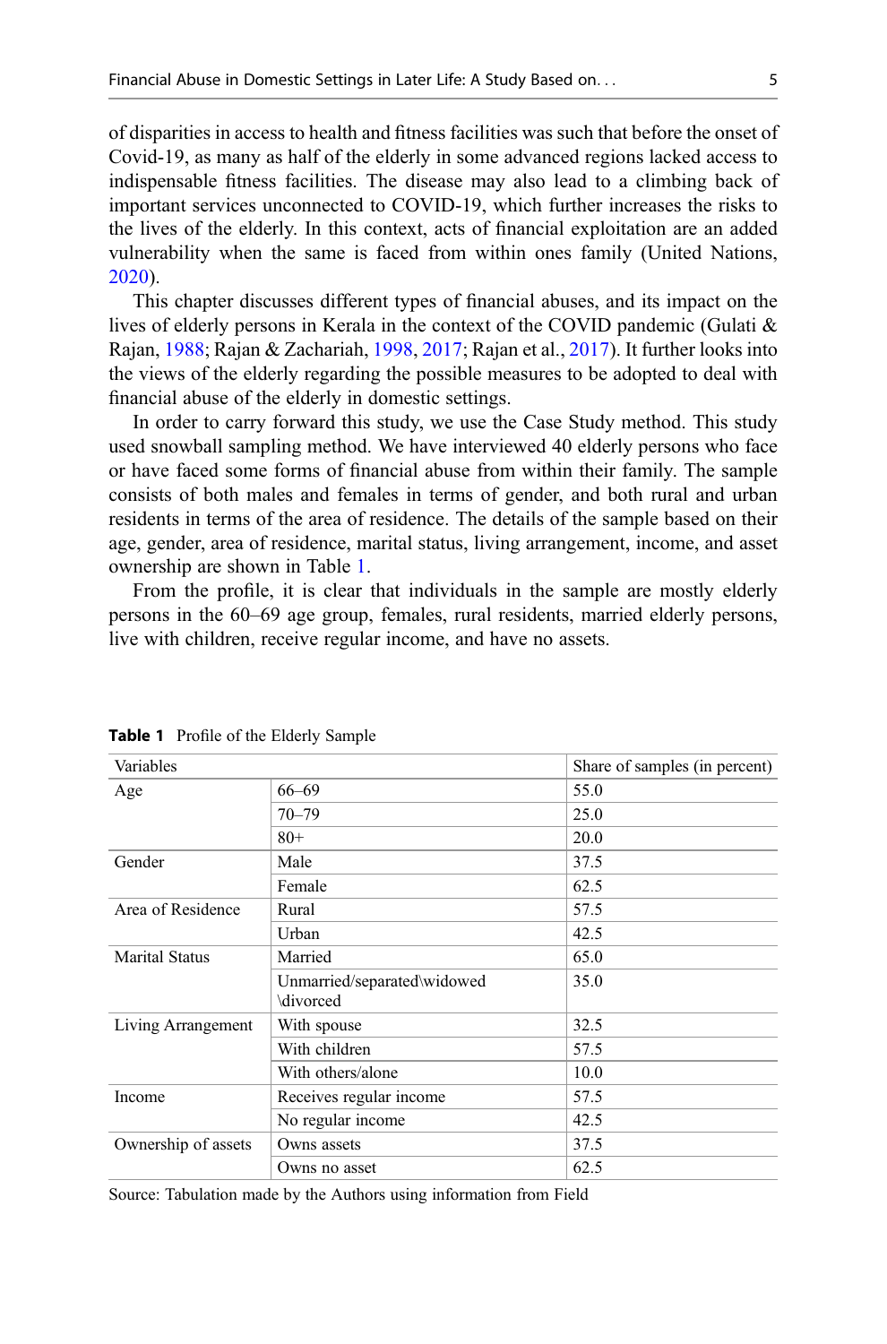of disparities in access to health and fitness facilities was such that before the onset of Covid-19, as many as half of the elderly in some advanced regions lacked access to indispensable fitness facilities. The disease may also lead to a climbing back of important services unconnected to COVID-19, which further increases the risks to the lives of the elderly. In this context, acts of financial exploitation are an added vulnerability when the same is faced from within ones family (United Nations, 2020).

This chapter discusses different types of financial abuses, and its impact on the lives of elderly persons in Kerala in the context of the COVID pandemic (Gulati & Rajan, 1988; Rajan & Zachariah, 1998, 2017; Rajan et al., 2017). It further looks into the views of the elderly regarding the possible measures to be adopted to deal with financial abuse of the elderly in domestic settings.

In order to carry forward this study, we use the Case Study method. This study used snowball sampling method. We have interviewed 40 elderly persons who face or have faced some forms of financial abuse from within their family. The sample consists of both males and females in terms of gender, and both rural and urban residents in terms of the area of residence. The details of the sample based on their age, gender, area of residence, marital status, living arrangement, income, and asset ownership are shown in Table 1.

From the profile, it is clear that individuals in the sample are mostly elderly persons in the 60–69 age group, females, rural residents, married elderly persons, live with children, receive regular income, and have no assets.

**Table 1** Profile of the Elderly Sample

| Variables | | Share of samples (in percent) |
|---|---|---|
| Age | 66–69 | 55.0 |
| | 70–79 | 25.0 |
| | 80+ | 20.0 |
| Gender | Male | 37.5 |
| | Female | 62.5 |
| Area of Residence | Rural | 57.5 |
| | Urban | 42.5 |
| Marital Status | Married | 65.0 |
| | Unmarried/separated\widowed \divorced | 35.0 |
| Living Arrangement | With spouse | 32.5 |
| | With children | 57.5 |
| | With others/alone | 10.0 |
| Income | Receives regular income | 57.5 |
| | No regular income | 42.5 |
| Ownership of assets | Owns assets | 37.5 |
| | Owns no asset | 62.5 |

Source: Tabulation made by the Authors using information from Field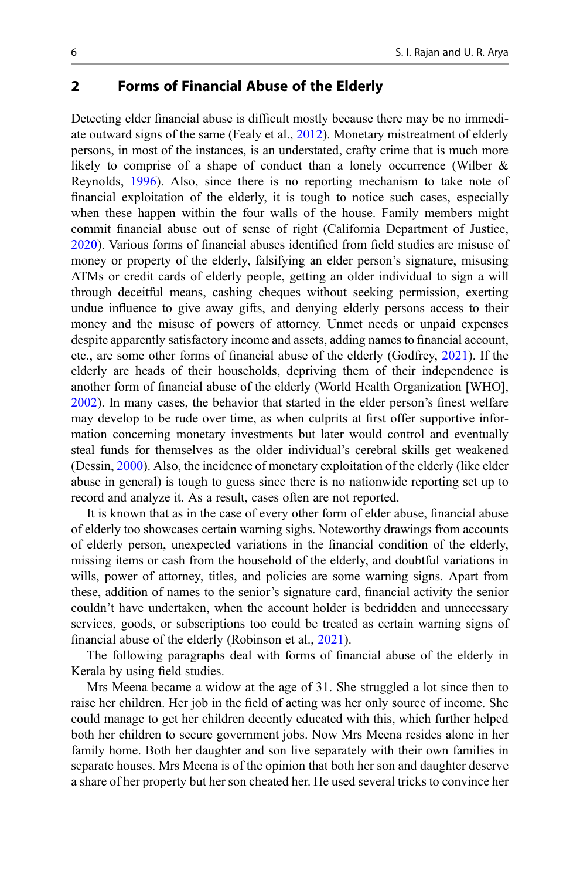## 2 Forms of Financial Abuse of the Elderly

Detecting elder financial abuse is difficult mostly because there may be no immediate outward signs of the same (Fealy et al., 2012). Monetary mistreatment of elderly persons, in most of the instances, is an understated, crafty crime that is much more likely to comprise of a shape of conduct than a lonely occurrence (Wilber & Reynolds, 1996). Also, since there is no reporting mechanism to take note of financial exploitation of the elderly, it is tough to notice such cases, especially when these happen within the four walls of the house. Family members might commit financial abuse out of sense of right (California Department of Justice, 2020). Various forms of financial abuses identified from field studies are misuse of money or property of the elderly, falsifying an elder person's signature, misusing ATMs or credit cards of elderly people, getting an older individual to sign a will through deceitful means, cashing cheques without seeking permission, exerting undue influence to give away gifts, and denying elderly persons access to their money and the misuse of powers of attorney. Unmet needs or unpaid expenses despite apparently satisfactory income and assets, adding names to financial account, etc., are some other forms of financial abuse of the elderly (Godfrey, 2021). If the elderly are heads of their households, depriving them of their independence is another form of financial abuse of the elderly (World Health Organization [WHO], 2002). In many cases, the behavior that started in the elder person's finest welfare may develop to be rude over time, as when culprits at first offer supportive information concerning monetary investments but later would control and eventually steal funds for themselves as the older individual's cerebral skills get weakened (Dessin, 2000). Also, the incidence of monetary exploitation of the elderly (like elder abuse in general) is tough to guess since there is no nationwide reporting set up to record and analyze it. As a result, cases often are not reported.

It is known that as in the case of every other form of elder abuse, financial abuse of elderly too showcases certain warning sighs. Noteworthy drawings from accounts of elderly person, unexpected variations in the financial condition of the elderly, missing items or cash from the household of the elderly, and doubtful variations in wills, power of attorney, titles, and policies are some warning signs. Apart from these, addition of names to the senior's signature card, financial activity the senior couldn't have undertaken, when the account holder is bedridden and unnecessary services, goods, or subscriptions too could be treated as certain warning signs of financial abuse of the elderly (Robinson et al., 2021).

The following paragraphs deal with forms of financial abuse of the elderly in Kerala by using field studies.

Mrs Meena became a widow at the age of 31. She struggled a lot since then to raise her children. Her job in the field of acting was her only source of income. She could manage to get her children decently educated with this, which further helped both her children to secure government jobs. Now Mrs Meena resides alone in her family home. Both her daughter and son live separately with their own families in separate houses. Mrs Meena is of the opinion that both her son and daughter deserve a share of her property but her son cheated her. He used several tricks to convince her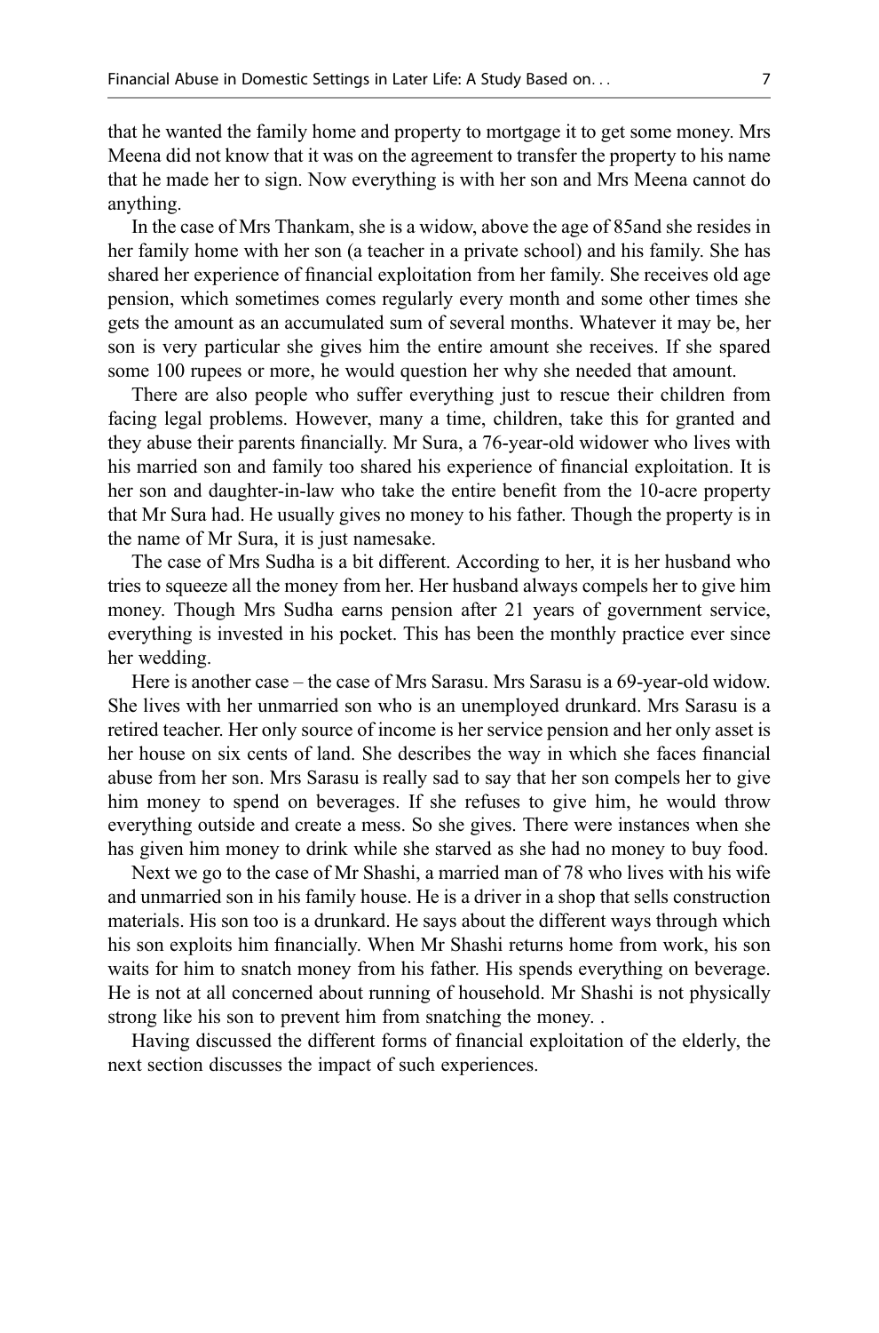that he wanted the family home and property to mortgage it to get some money. Mrs Meena did not know that it was on the agreement to transfer the property to his name that he made her to sign. Now everything is with her son and Mrs Meena cannot do anything.

In the case of Mrs Thankam, she is a widow, above the age of 85and she resides in her family home with her son (a teacher in a private school) and his family. She has shared her experience of financial exploitation from her family. She receives old age pension, which sometimes comes regularly every month and some other times she gets the amount as an accumulated sum of several months. Whatever it may be, her son is very particular she gives him the entire amount she receives. If she spared some 100 rupees or more, he would question her why she needed that amount.

There are also people who suffer everything just to rescue their children from facing legal problems. However, many a time, children, take this for granted and they abuse their parents financially. Mr Sura, a 76-year-old widower who lives with his married son and family too shared his experience of financial exploitation. It is her son and daughter-in-law who take the entire benefit from the 10-acre property that Mr Sura had. He usually gives no money to his father. Though the property is in the name of Mr Sura, it is just namesake.

The case of Mrs Sudha is a bit different. According to her, it is her husband who tries to squeeze all the money from her. Her husband always compels her to give him money. Though Mrs Sudha earns pension after 21 years of government service, everything is invested in his pocket. This has been the monthly practice ever since her wedding.

Here is another case – the case of Mrs Sarasu. Mrs Sarasu is a 69-year-old widow. She lives with her unmarried son who is an unemployed drunkard. Mrs Sarasu is a retired teacher. Her only source of income is her service pension and her only asset is her house on six cents of land. She describes the way in which she faces financial abuse from her son. Mrs Sarasu is really sad to say that her son compels her to give him money to spend on beverages. If she refuses to give him, he would throw everything outside and create a mess. So she gives. There were instances when she has given him money to drink while she starved as she had no money to buy food.

Next we go to the case of Mr Shashi, a married man of 78 who lives with his wife and unmarried son in his family house. He is a driver in a shop that sells construction materials. His son too is a drunkard. He says about the different ways through which his son exploits him financially. When Mr Shashi returns home from work, his son waits for him to snatch money from his father. His spends everything on beverage. He is not at all concerned about running of household. Mr Shashi is not physically strong like his son to prevent him from snatching the money. .

Having discussed the different forms of financial exploitation of the elderly, the next section discusses the impact of such experiences.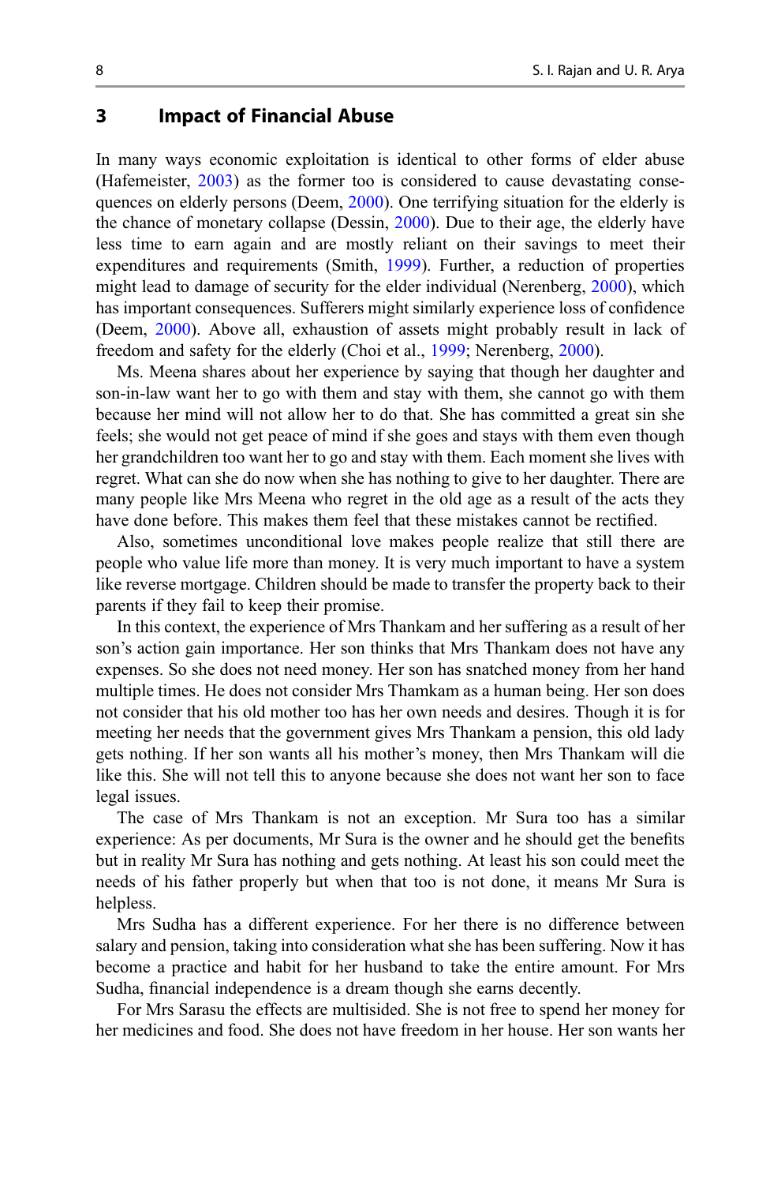## 3 Impact of Financial Abuse

In many ways economic exploitation is identical to other forms of elder abuse (Hafemeister, 2003) as the former too is considered to cause devastating consequences on elderly persons (Deem, 2000). One terrifying situation for the elderly is the chance of monetary collapse (Dessin, 2000). Due to their age, the elderly have less time to earn again and are mostly reliant on their savings to meet their expenditures and requirements (Smith, 1999). Further, a reduction of properties might lead to damage of security for the elder individual (Nerenberg, 2000), which has important consequences. Sufferers might similarly experience loss of confidence (Deem, 2000). Above all, exhaustion of assets might probably result in lack of freedom and safety for the elderly (Choi et al., 1999; Nerenberg, 2000).

Ms. Meena shares about her experience by saying that though her daughter and son-in-law want her to go with them and stay with them, she cannot go with them because her mind will not allow her to do that. She has committed a great sin she feels; she would not get peace of mind if she goes and stays with them even though her grandchildren too want her to go and stay with them. Each moment she lives with regret. What can she do now when she has nothing to give to her daughter. There are many people like Mrs Meena who regret in the old age as a result of the acts they have done before. This makes them feel that these mistakes cannot be rectified.

Also, sometimes unconditional love makes people realize that still there are people who value life more than money. It is very much important to have a system like reverse mortgage. Children should be made to transfer the property back to their parents if they fail to keep their promise.

In this context, the experience of Mrs Thankam and her suffering as a result of her son's action gain importance. Her son thinks that Mrs Thankam does not have any expenses. So she does not need money. Her son has snatched money from her hand multiple times. He does not consider Mrs Thamkam as a human being. Her son does not consider that his old mother too has her own needs and desires. Though it is for meeting her needs that the government gives Mrs Thankam a pension, this old lady gets nothing. If her son wants all his mother's money, then Mrs Thankam will die like this. She will not tell this to anyone because she does not want her son to face legal issues.

The case of Mrs Thankam is not an exception. Mr Sura too has a similar experience: As per documents, Mr Sura is the owner and he should get the benefits but in reality Mr Sura has nothing and gets nothing. At least his son could meet the needs of his father properly but when that too is not done, it means Mr Sura is helpless.

Mrs Sudha has a different experience. For her there is no difference between salary and pension, taking into consideration what she has been suffering. Now it has become a practice and habit for her husband to take the entire amount. For Mrs Sudha, financial independence is a dream though she earns decently.

For Mrs Sarasu the effects are multisided. She is not free to spend her money for her medicines and food. She does not have freedom in her house. Her son wants her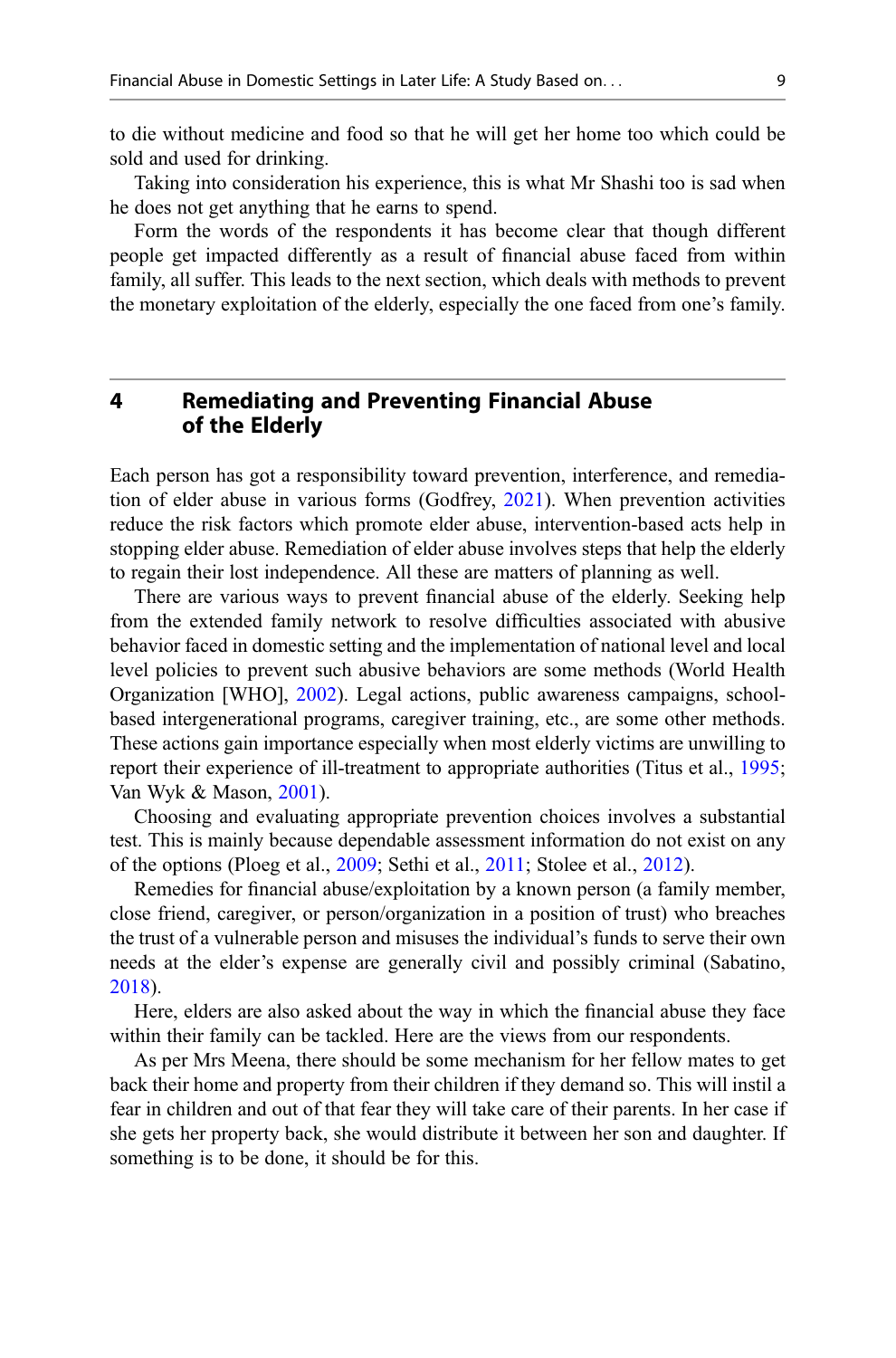to die without medicine and food so that he will get her home too which could be sold and used for drinking.

Taking into consideration his experience, this is what Mr Shashi too is sad when he does not get anything that he earns to spend.

Form the words of the respondents it has become clear that though different people get impacted differently as a result of financial abuse faced from within family, all suffer. This leads to the next section, which deals with methods to prevent the monetary exploitation of the elderly, especially the one faced from one's family.

## 4 Remediating and Preventing Financial Abuse of the Elderly

Each person has got a responsibility toward prevention, interference, and remediation of elder abuse in various forms (Godfrey, 2021). When prevention activities reduce the risk factors which promote elder abuse, intervention-based acts help in stopping elder abuse. Remediation of elder abuse involves steps that help the elderly to regain their lost independence. All these are matters of planning as well.

There are various ways to prevent financial abuse of the elderly. Seeking help from the extended family network to resolve difficulties associated with abusive behavior faced in domestic setting and the implementation of national level and local level policies to prevent such abusive behaviors are some methods (World Health Organization [WHO], 2002). Legal actions, public awareness campaigns, school-based intergenerational programs, caregiver training, etc., are some other methods. These actions gain importance especially when most elderly victims are unwilling to report their experience of ill-treatment to appropriate authorities (Titus et al., 1995; Van Wyk & Mason, 2001).

Choosing and evaluating appropriate prevention choices involves a substantial test. This is mainly because dependable assessment information do not exist on any of the options (Ploeg et al., 2009; Sethi et al., 2011; Stolee et al., 2012).

Remedies for financial abuse/exploitation by a known person (a family member, close friend, caregiver, or person/organization in a position of trust) who breaches the trust of a vulnerable person and misuses the individual's funds to serve their own needs at the elder's expense are generally civil and possibly criminal (Sabatino, 2018).

Here, elders are also asked about the way in which the financial abuse they face within their family can be tackled. Here are the views from our respondents.

As per Mrs Meena, there should be some mechanism for her fellow mates to get back their home and property from their children if they demand so. This will instil a fear in children and out of that fear they will take care of their parents. In her case if she gets her property back, she would distribute it between her son and daughter. If something is to be done, it should be for this.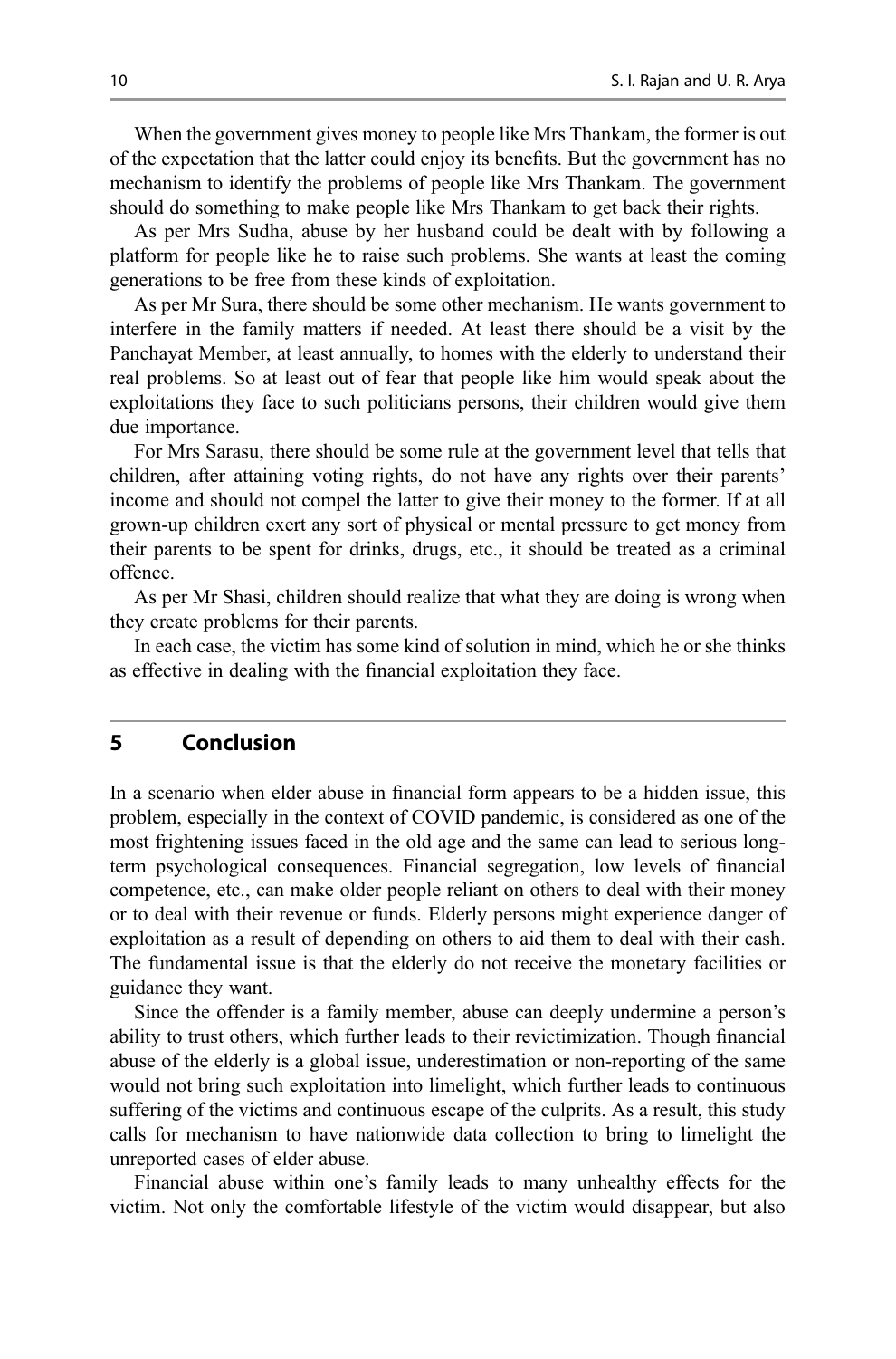When the government gives money to people like Mrs Thankam, the former is out of the expectation that the latter could enjoy its benefits. But the government has no mechanism to identify the problems of people like Mrs Thankam. The government should do something to make people like Mrs Thankam to get back their rights.

As per Mrs Sudha, abuse by her husband could be dealt with by following a platform for people like he to raise such problems. She wants at least the coming generations to be free from these kinds of exploitation.

As per Mr Sura, there should be some other mechanism. He wants government to interfere in the family matters if needed. At least there should be a visit by the Panchayat Member, at least annually, to homes with the elderly to understand their real problems. So at least out of fear that people like him would speak about the exploitations they face to such politicians persons, their children would give them due importance.

For Mrs Sarasu, there should be some rule at the government level that tells that children, after attaining voting rights, do not have any rights over their parents' income and should not compel the latter to give their money to the former. If at all grown-up children exert any sort of physical or mental pressure to get money from their parents to be spent for drinks, drugs, etc., it should be treated as a criminal offence.

As per Mr Shasi, children should realize that what they are doing is wrong when they create problems for their parents.

In each case, the victim has some kind of solution in mind, which he or she thinks as effective in dealing with the financial exploitation they face.

## 5 Conclusion

In a scenario when elder abuse in financial form appears to be a hidden issue, this problem, especially in the context of COVID pandemic, is considered as one of the most frightening issues faced in the old age and the same can lead to serious long-term psychological consequences. Financial segregation, low levels of financial competence, etc., can make older people reliant on others to deal with their money or to deal with their revenue or funds. Elderly persons might experience danger of exploitation as a result of depending on others to aid them to deal with their cash. The fundamental issue is that the elderly do not receive the monetary facilities or guidance they want.

Since the offender is a family member, abuse can deeply undermine a person's ability to trust others, which further leads to their revictimization. Though financial abuse of the elderly is a global issue, underestimation or non-reporting of the same would not bring such exploitation into limelight, which further leads to continuous suffering of the victims and continuous escape of the culprits. As a result, this study calls for mechanism to have nationwide data collection to bring to limelight the unreported cases of elder abuse.

Financial abuse within one's family leads to many unhealthy effects for the victim. Not only the comfortable lifestyle of the victim would disappear, but also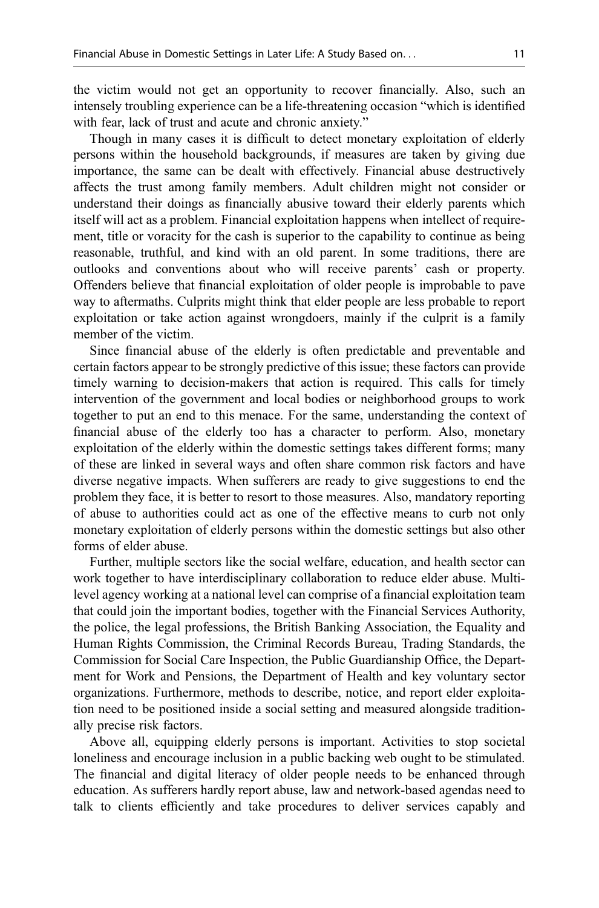the victim would not get an opportunity to recover financially. Also, such an intensely troubling experience can be a life-threatening occasion "which is identified with fear, lack of trust and acute and chronic anxiety."

Though in many cases it is difficult to detect monetary exploitation of elderly persons within the household backgrounds, if measures are taken by giving due importance, the same can be dealt with effectively. Financial abuse destructively affects the trust among family members. Adult children might not consider or understand their doings as financially abusive toward their elderly parents which itself will act as a problem. Financial exploitation happens when intellect of requirement, title or voracity for the cash is superior to the capability to continue as being reasonable, truthful, and kind with an old parent. In some traditions, there are outlooks and conventions about who will receive parents' cash or property. Offenders believe that financial exploitation of older people is improbable to pave way to aftermaths. Culprits might think that elder people are less probable to report exploitation or take action against wrongdoers, mainly if the culprit is a family member of the victim.

Since financial abuse of the elderly is often predictable and preventable and certain factors appear to be strongly predictive of this issue; these factors can provide timely warning to decision-makers that action is required. This calls for timely intervention of the government and local bodies or neighborhood groups to work together to put an end to this menace. For the same, understanding the context of financial abuse of the elderly too has a character to perform. Also, monetary exploitation of the elderly within the domestic settings takes different forms; many of these are linked in several ways and often share common risk factors and have diverse negative impacts. When sufferers are ready to give suggestions to end the problem they face, it is better to resort to those measures. Also, mandatory reporting of abuse to authorities could act as one of the effective means to curb not only monetary exploitation of elderly persons within the domestic settings but also other forms of elder abuse.

Further, multiple sectors like the social welfare, education, and health sector can work together to have interdisciplinary collaboration to reduce elder abuse. Multi-level agency working at a national level can comprise of a financial exploitation team that could join the important bodies, together with the Financial Services Authority, the police, the legal professions, the British Banking Association, the Equality and Human Rights Commission, the Criminal Records Bureau, Trading Standards, the Commission for Social Care Inspection, the Public Guardianship Office, the Department for Work and Pensions, the Department of Health and key voluntary sector organizations. Furthermore, methods to describe, notice, and report elder exploitation need to be positioned inside a social setting and measured alongside traditionally precise risk factors.

Above all, equipping elderly persons is important. Activities to stop societal loneliness and encourage inclusion in a public backing web ought to be stimulated. The financial and digital literacy of older people needs to be enhanced through education. As sufferers hardly report abuse, law and network-based agendas need to talk to clients efficiently and take procedures to deliver services capably and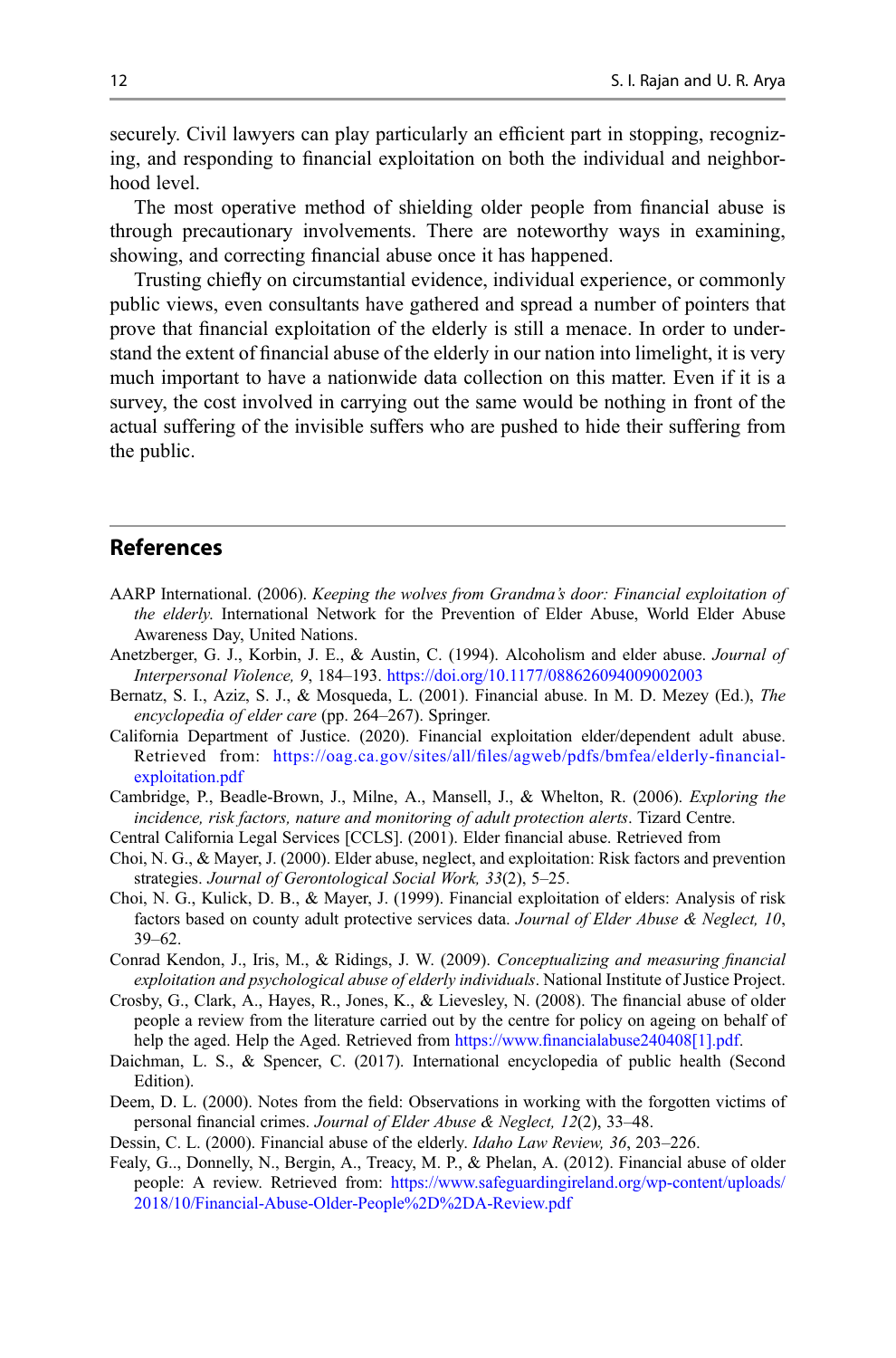securely. Civil lawyers can play particularly an efficient part in stopping, recognizing, and responding to financial exploitation on both the individual and neighborhood level.

The most operative method of shielding older people from financial abuse is through precautionary involvements. There are noteworthy ways in examining, showing, and correcting financial abuse once it has happened.

Trusting chiefly on circumstantial evidence, individual experience, or commonly public views, even consultants have gathered and spread a number of pointers that prove that financial exploitation of the elderly is still a menace. In order to understand the extent of financial abuse of the elderly in our nation into limelight, it is very much important to have a nationwide data collection on this matter. Even if it is a survey, the cost involved in carrying out the same would be nothing in front of the actual suffering of the invisible suffers who are pushed to hide their suffering from the public.

## References

AARP International. (2006). *Keeping the wolves from Grandma's door: Financial exploitation of the elderly.* International Network for the Prevention of Elder Abuse, World Elder Abuse Awareness Day, United Nations.

Anetzberger, G. J., Korbin, J. E., & Austin, C. (1994). Alcoholism and elder abuse. *Journal of Interpersonal Violence, 9*, 184–193. https://doi.org/10.1177/088626094009002003

Bernatz, S. I., Aziz, S. J., & Mosqueda, L. (2001). Financial abuse. In M. D. Mezey (Ed.), *The encyclopedia of elder care* (pp. 264–267). Springer.

California Department of Justice. (2020). Financial exploitation elder/dependent adult abuse. Retrieved from: https://oag.ca.gov/sites/all/files/agweb/pdfs/bmfea/elderly-financial-exploitation.pdf

Cambridge, P., Beadle-Brown, J., Milne, A., Mansell, J., & Whelton, R. (2006). *Exploring the incidence, risk factors, nature and monitoring of adult protection alerts*. Tizard Centre.

Central California Legal Services [CCLS]. (2001). Elder financial abuse. Retrieved from

Choi, N. G., & Mayer, J. (2000). Elder abuse, neglect, and exploitation: Risk factors and prevention strategies. *Journal of Gerontological Social Work, 33*(2), 5–25.

Choi, N. G., Kulick, D. B., & Mayer, J. (1999). Financial exploitation of elders: Analysis of risk factors based on county adult protective services data. *Journal of Elder Abuse & Neglect, 10*, 39–62.

Conrad Kendon, J., Iris, M., & Ridings, J. W. (2009). *Conceptualizing and measuring financial exploitation and psychological abuse of elderly individuals*. National Institute of Justice Project.

Crosby, G., Clark, A., Hayes, R., Jones, K., & Lievesley, N. (2008). The financial abuse of older people a review from the literature carried out by the centre for policy on ageing on behalf of help the aged. Help the Aged. Retrieved from https://www.financialabuse240408[1].pdf.

Daichman, L. S., & Spencer, C. (2017). International encyclopedia of public health (Second Edition).

Deem, D. L. (2000). Notes from the field: Observations in working with the forgotten victims of personal financial crimes. *Journal of Elder Abuse & Neglect, 12*(2), 33–48.

Dessin, C. L. (2000). Financial abuse of the elderly. *Idaho Law Review, 36*, 203–226.

Fealy, G.., Donnelly, N., Bergin, A., Treacy, M. P., & Phelan, A. (2012). Financial abuse of older people: A review. Retrieved from: https://www.safeguardingireland.org/wp-content/uploads/2018/10/Financial-Abuse-Older-People%2D%2DA-Review.pdf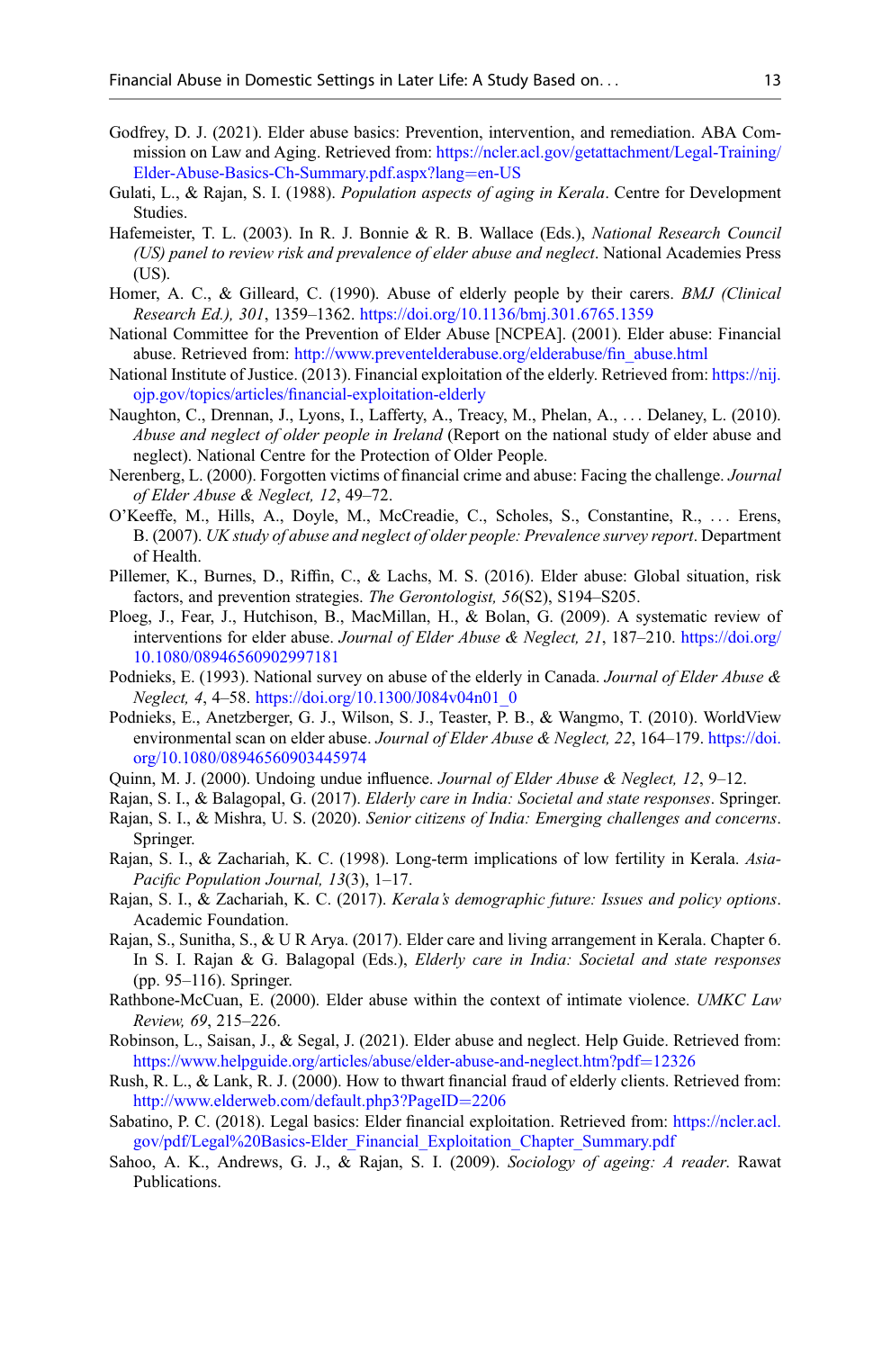Godfrey, D. J. (2021). Elder abuse basics: Prevention, intervention, and remediation. ABA Commission on Law and Aging. Retrieved from: https://ncler.acl.gov/getattachment/Legal-Training/Elder-Abuse-Basics-Ch-Summary.pdf.aspx?lang=en-US

Gulati, L., & Rajan, S. I. (1988). *Population aspects of aging in Kerala*. Centre for Development Studies.

Hafemeister, T. L. (2003). In R. J. Bonnie & R. B. Wallace (Eds.), *National Research Council (US) panel to review risk and prevalence of elder abuse and neglect*. National Academies Press (US).

Homer, A. C., & Gilleard, C. (1990). Abuse of elderly people by their carers. *BMJ (Clinical Research Ed.), 301*, 1359–1362. https://doi.org/10.1136/bmj.301.6765.1359

National Committee for the Prevention of Elder Abuse [NCPEA]. (2001). Elder abuse: Financial abuse. Retrieved from: http://www.preventelderabuse.org/elderabuse/fin_abuse.html

National Institute of Justice. (2013). Financial exploitation of the elderly. Retrieved from: https://nij.ojp.gov/topics/articles/financial-exploitation-elderly

Naughton, C., Drennan, J., Lyons, I., Lafferty, A., Treacy, M., Phelan, A., . . . Delaney, L. (2010). *Abuse and neglect of older people in Ireland* (Report on the national study of elder abuse and neglect). National Centre for the Protection of Older People.

Nerenberg, L. (2000). Forgotten victims of financial crime and abuse: Facing the challenge. *Journal of Elder Abuse & Neglect, 12*, 49–72.

O'Keeffe, M., Hills, A., Doyle, M., McCreadie, C., Scholes, S., Constantine, R., . . . Erens, B. (2007). *UK study of abuse and neglect of older people: Prevalence survey report*. Department of Health.

Pillemer, K., Burnes, D., Riffin, C., & Lachs, M. S. (2016). Elder abuse: Global situation, risk factors, and prevention strategies. *The Gerontologist, 56*(S2), S194–S205.

Ploeg, J., Fear, J., Hutchison, B., MacMillan, H., & Bolan, G. (2009). A systematic review of interventions for elder abuse. *Journal of Elder Abuse & Neglect, 21*, 187–210. https://doi.org/10.1080/08946560902997181

Podnieks, E. (1993). National survey on abuse of the elderly in Canada. *Journal of Elder Abuse & Neglect, 4*, 4–58. https://doi.org/10.1300/J084v04n01_0

Podnieks, E., Anetzberger, G. J., Wilson, S. J., Teaster, P. B., & Wangmo, T. (2010). WorldView environmental scan on elder abuse. *Journal of Elder Abuse & Neglect, 22*, 164–179. https://doi.org/10.1080/08946560903445974

Quinn, M. J. (2000). Undoing undue influence. *Journal of Elder Abuse & Neglect, 12*, 9–12.

Rajan, S. I., & Balagopal, G. (2017). *Elderly care in India: Societal and state responses*. Springer.

Rajan, S. I., & Mishra, U. S. (2020). *Senior citizens of India: Emerging challenges and concerns*. Springer.

Rajan, S. I., & Zachariah, K. C. (1998). Long-term implications of low fertility in Kerala. *Asia-Pacific Population Journal, 13*(3), 1–17.

Rajan, S. I., & Zachariah, K. C. (2017). *Kerala's demographic future: Issues and policy options*. Academic Foundation.

Rajan, S., Sunitha, S., & U R Arya. (2017). Elder care and living arrangement in Kerala. Chapter 6. In S. I. Rajan & G. Balagopal (Eds.), *Elderly care in India: Societal and state responses* (pp. 95–116). Springer.

Rathbone-McCuan, E. (2000). Elder abuse within the context of intimate violence. *UMKC Law Review, 69*, 215–226.

Robinson, L., Saisan, J., & Segal, J. (2021). Elder abuse and neglect. Help Guide. Retrieved from: https://www.helpguide.org/articles/abuse/elder-abuse-and-neglect.htm?pdf=12326

Rush, R. L., & Lank, R. J. (2000). How to thwart financial fraud of elderly clients. Retrieved from: http://www.elderweb.com/default.php3?PageID=2206

Sabatino, P. C. (2018). Legal basics: Elder financial exploitation. Retrieved from: https://ncler.acl.gov/pdf/Legal%20Basics-Elder_Financial_Exploitation_Chapter_Summary.pdf

Sahoo, A. K., Andrews, G. J., & Rajan, S. I. (2009). *Sociology of ageing: A reader*. Rawat Publications.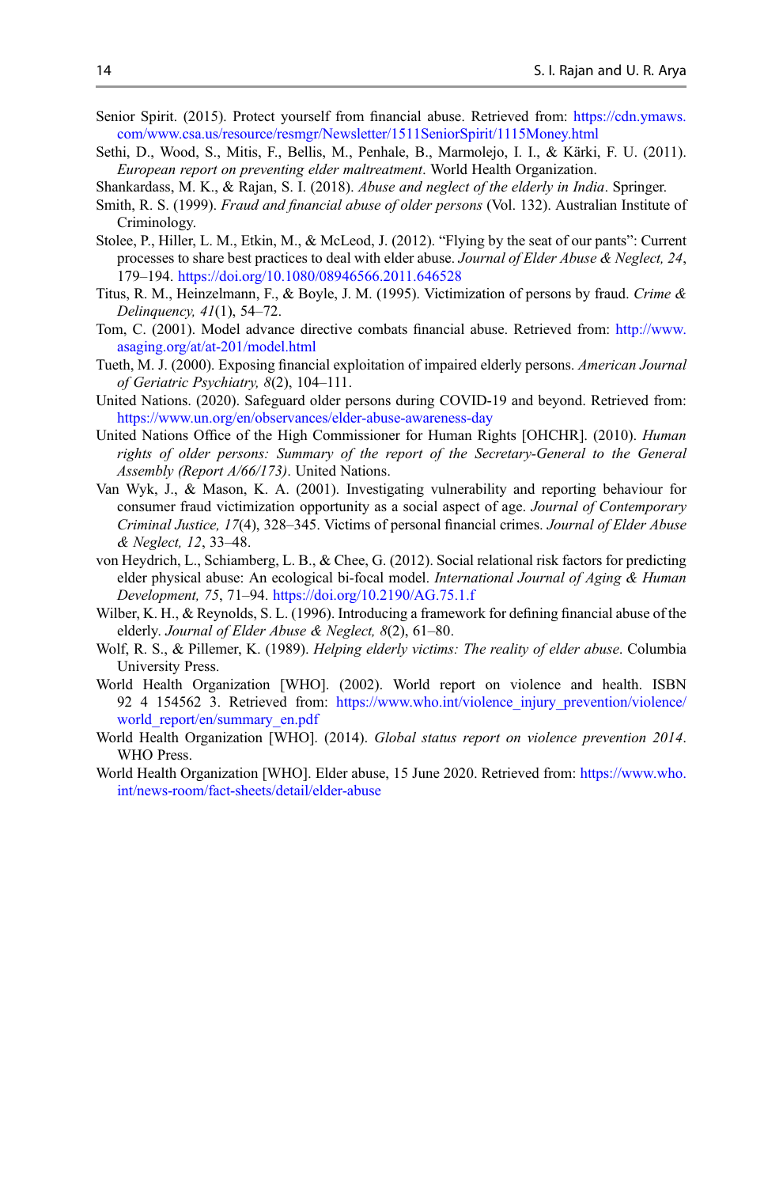Senior Spirit. (2015). Protect yourself from financial abuse. Retrieved from: https://cdn.ymaws.com/www.csa.us/resource/resmgr/Newsletter/1511SeniorSpirit/1115Money.html

Sethi, D., Wood, S., Mitis, F., Bellis, M., Penhale, B., Marmolejo, I. I., & Kärki, F. U. (2011). *European report on preventing elder maltreatment*. World Health Organization.

Shankardass, M. K., & Rajan, S. I. (2018). *Abuse and neglect of the elderly in India*. Springer.

Smith, R. S. (1999). *Fraud and financial abuse of older persons* (Vol. 132). Australian Institute of Criminology.

Stolee, P., Hiller, L. M., Etkin, M., & McLeod, J. (2012). "Flying by the seat of our pants": Current processes to share best practices to deal with elder abuse. *Journal of Elder Abuse & Neglect, 24*, 179–194. https://doi.org/10.1080/08946566.2011.646528

Titus, R. M., Heinzelmann, F., & Boyle, J. M. (1995). Victimization of persons by fraud. *Crime & Delinquency, 41*(1), 54–72.

Tom, C. (2001). Model advance directive combats financial abuse. Retrieved from: http://www.asaging.org/at/at-201/model.html

Tueth, M. J. (2000). Exposing financial exploitation of impaired elderly persons. *American Journal of Geriatric Psychiatry, 8*(2), 104–111.

United Nations. (2020). Safeguard older persons during COVID-19 and beyond. Retrieved from: https://www.un.org/en/observances/elder-abuse-awareness-day

United Nations Office of the High Commissioner for Human Rights [OHCHR]. (2010). *Human rights of older persons: Summary of the report of the Secretary-General to the General Assembly (Report A/66/173)*. United Nations.

Van Wyk, J., & Mason, K. A. (2001). Investigating vulnerability and reporting behaviour for consumer fraud victimization opportunity as a social aspect of age. *Journal of Contemporary Criminal Justice, 17*(4), 328–345. Victims of personal financial crimes. *Journal of Elder Abuse & Neglect, 12*, 33–48.

von Heydrich, L., Schiamberg, L. B., & Chee, G. (2012). Social relational risk factors for predicting elder physical abuse: An ecological bi-focal model. *International Journal of Aging & Human Development, 75*, 71–94. https://doi.org/10.2190/AG.75.1.f

Wilber, K. H., & Reynolds, S. L. (1996). Introducing a framework for defining financial abuse of the elderly. *Journal of Elder Abuse & Neglect, 8*(2), 61–80.

Wolf, R. S., & Pillemer, K. (1989). *Helping elderly victims: The reality of elder abuse*. Columbia University Press.

World Health Organization [WHO]. (2002). World report on violence and health. ISBN 92 4 154562 3. Retrieved from: https://www.who.int/violence_injury_prevention/violence/world_report/en/summary_en.pdf

World Health Organization [WHO]. (2014). *Global status report on violence prevention 2014*. WHO Press.

World Health Organization [WHO]. Elder abuse, 15 June 2020. Retrieved from: https://www.who.int/news-room/fact-sheets/detail/elder-abuse